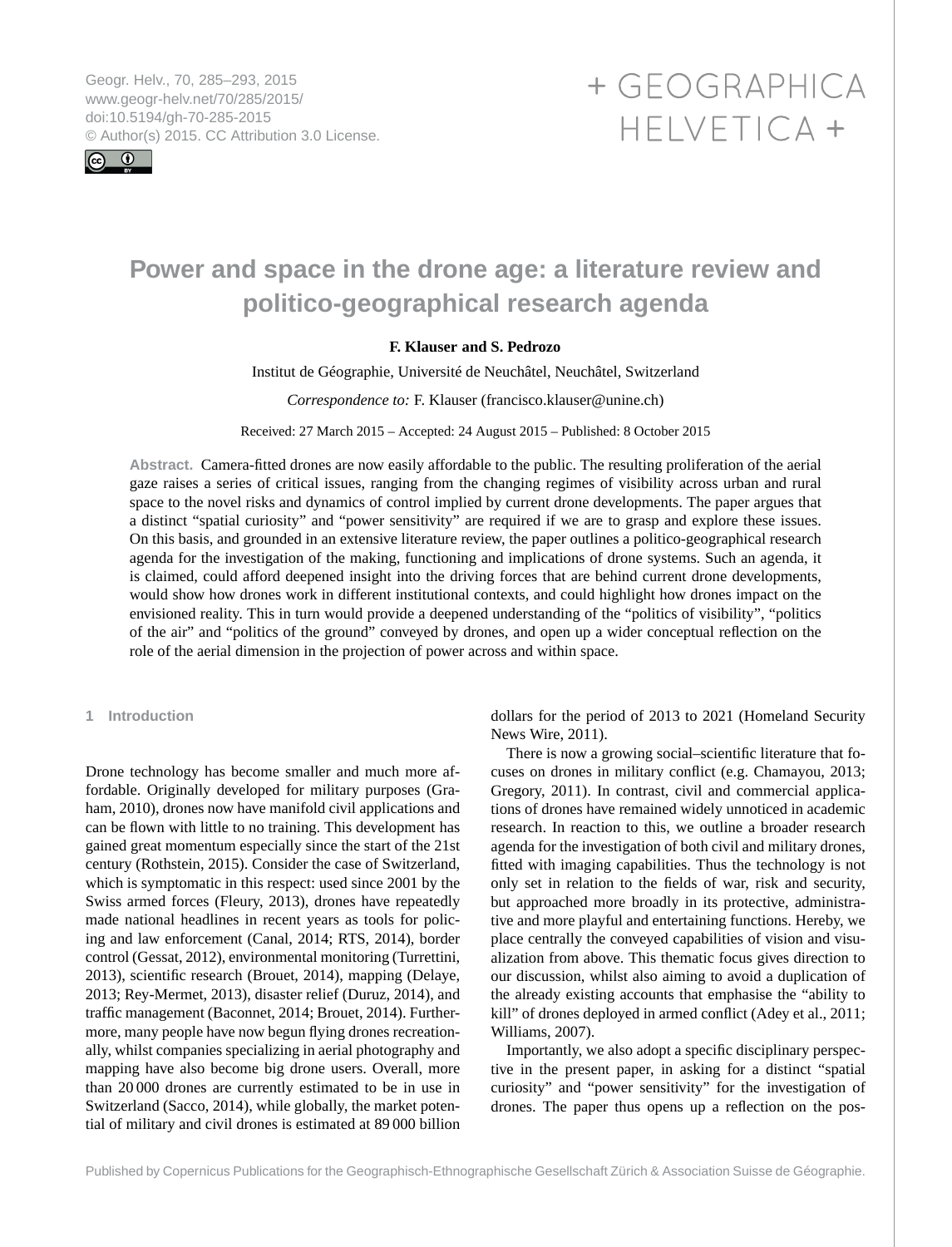# Power and space in the drone age: a literature review and politico-geographical research agenda

**F. Klauser and S. Pedrozo**

Institut de Géographie, Université de Neuchâtel, Neuchâtel, Switzerland

*Correspondence to:* F. Klauser (francisco.klauser@unine.ch)

Received: 27 March 2015 – Accepted: 24 August 2015 – Published: 8 October 2015

**Abstract.** Camera-fitted drones are now easily affordable to the public. The resulting proliferation of the aerial gaze raises a series of critical issues, ranging from the changing regimes of visibility across urban and rural space to the novel risks and dynamics of control implied by current drone developments. The paper argues that a distinct "spatial curiosity" and "power sensitivity" are required if we are to grasp and explore these issues. On this basis, and grounded in an extensive literature review, the paper outlines a politico-geographical research agenda for the investigation of the making, functioning and implications of drone systems. Such an agenda, it is claimed, could afford deepened insight into the driving forces that are behind current drone developments, would show how drones work in different institutional contexts, and could highlight how drones impact on the envisioned reality. This in turn would provide a deepened understanding of the "politics of visibility", "politics of the air" and "politics of the ground" conveyed by drones, and open up a wider conceptual reflection on the role of the aerial dimension in the projection of power across and within space.

## 1 Introduction

Drone technology has become smaller and much more affordable. Originally developed for military purposes (Graham, 2010), drones now have manifold civil applications and can be flown with little to no training. This development has gained great momentum especially since the start of the 21st century (Rothstein, 2015). Consider the case of Switzerland, which is symptomatic in this respect: used since 2001 by the Swiss armed forces (Fleury, 2013), drones have repeatedly made national headlines in recent years as tools for policing and law enforcement (Canal, 2014; RTS, 2014), border control (Gessat, 2012), environmental monitoring (Turrettini, 2013), scientific research (Brouet, 2014), mapping (Delaye, 2013; Rey-Mermet, 2013), disaster relief (Duruz, 2014), and traffic management (Baconnet, 2014; Brouet, 2014). Furthermore, many people have now begun flying drones recreationally, whilst companies specializing in aerial photography and mapping have also become big drone users. Overall, more than 20 000 drones are currently estimated to be in use in Switzerland (Sacco, 2014), while globally, the market potential of military and civil drones is estimated at 89 000 billion dollars for the period of 2013 to 2021 (Homeland Security News Wire, 2011).

There is now a growing social–scientific literature that focuses on drones in military conflict (e.g. Chamayou, 2013; Gregory, 2011). In contrast, civil and commercial applications of drones have remained widely unnoticed in academic research. In reaction to this, we outline a broader research agenda for the investigation of both civil and military drones, fitted with imaging capabilities. Thus the technology is not only set in relation to the fields of war, risk and security, but approached more broadly in its protective, administrative and more playful and entertaining functions. Hereby, we place centrally the conveyed capabilities of vision and visualization from above. This thematic focus gives direction to our discussion, whilst also aiming to avoid a duplication of the already existing accounts that emphasise the "ability to kill" of drones deployed in armed conflict (Adey et al., 2011; Williams, 2007).

Importantly, we also adopt a specific disciplinary perspective in the present paper, in asking for a distinct "spatial curiosity" and "power sensitivity" for the investigation of drones. The paper thus opens up a reflection on the pos-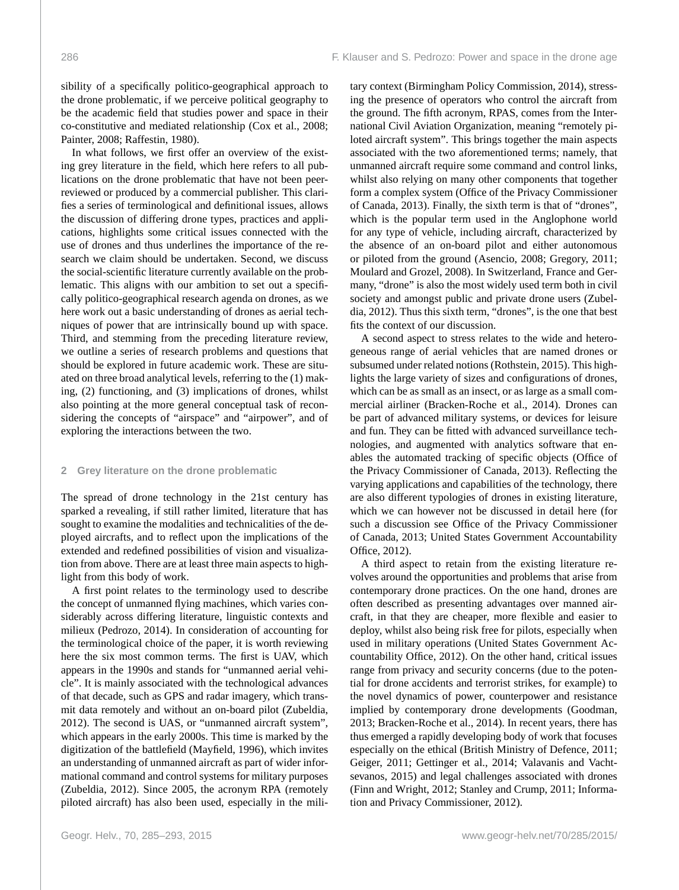sibility of a specifically politico-geographical approach to the drone problematic, if we perceive political geography to be the academic field that studies power and space in their co-constitutive and mediated relationship (Cox et al., 2008; Painter, 2008; Raffestin, 1980).

In what follows, we first offer an overview of the existing grey literature in the field, which here refers to all publications on the drone problematic that have not been peer-reviewed or produced by a commercial publisher. This clarifies a series of terminological and definitional issues, allows the discussion of differing drone types, practices and applications, highlights some critical issues connected with the use of drones and thus underlines the importance of the research we claim should be undertaken. Second, we discuss the social-scientific literature currently available on the problematic. This aligns with our ambition to set out a specifically politico-geographical research agenda on drones, as we here work out a basic understanding of drones as aerial techniques of power that are intrinsically bound up with space. Third, and stemming from the preceding literature review, we outline a series of research problems and questions that should be explored in future academic work. These are situated on three broad analytical levels, referring to the (1) making, (2) functioning, and (3) implications of drones, whilst also pointing at the more general conceptual task of reconsidering the concepts of "airspace" and "airpower", and of exploring the interactions between the two.

## 2 Grey literature on the drone problematic

The spread of drone technology in the 21st century has sparked a revealing, if still rather limited, literature that has sought to examine the modalities and technicalities of the deployed aircrafts, and to reflect upon the implications of the extended and redefined possibilities of vision and visualization from above. There are at least three main aspects to highlight from this body of work.

A first point relates to the terminology used to describe the concept of unmanned flying machines, which varies considerably across differing literature, linguistic contexts and milieux (Pedrozo, 2014). In consideration of accounting for the terminological choice of the paper, it is worth reviewing here the six most common terms. The first is UAV, which appears in the 1990s and stands for "unmanned aerial vehicle". It is mainly associated with the technological advances of that decade, such as GPS and radar imagery, which transmit data remotely and without an on-board pilot (Zubeldia, 2012). The second is UAS, or "unmanned aircraft system", which appears in the early 2000s. This time is marked by the digitization of the battlefield (Mayfield, 1996), which invites an understanding of unmanned aircraft as part of wider informational command and control systems for military purposes (Zubeldia, 2012). Since 2005, the acronym RPA (remotely piloted aircraft) has also been used, especially in the military context (Birmingham Policy Commission, 2014), stressing the presence of operators who control the aircraft from the ground. The fifth acronym, RPAS, comes from the International Civil Aviation Organization, meaning "remotely piloted aircraft system". This brings together the main aspects associated with the two aforementioned terms; namely, that unmanned aircraft require some command and control links, whilst also relying on many other components that together form a complex system (Office of the Privacy Commissioner of Canada, 2013). Finally, the sixth term is that of "drones", which is the popular term used in the Anglophone world for any type of vehicle, including aircraft, characterized by the absence of an on-board pilot and either autonomous or piloted from the ground (Asencio, 2008; Gregory, 2011; Moulard and Grozel, 2008). In Switzerland, France and Germany, "drone" is also the most widely used term both in civil society and amongst public and private drone users (Zubeldia, 2012). Thus this sixth term, "drones", is the one that best fits the context of our discussion.

A second aspect to stress relates to the wide and heterogeneous range of aerial vehicles that are named drones or subsumed under related notions (Rothstein, 2015). This highlights the large variety of sizes and configurations of drones, which can be as small as an insect, or as large as a small commercial airliner (Bracken-Roche et al., 2014). Drones can be part of advanced military systems, or devices for leisure and fun. They can be fitted with advanced surveillance technologies, and augmented with analytics software that enables the automated tracking of specific objects (Office of the Privacy Commissioner of Canada, 2013). Reflecting the varying applications and capabilities of the technology, there are also different typologies of drones in existing literature, which we can however not be discussed in detail here (for such a discussion see Office of the Privacy Commissioner of Canada, 2013; United States Government Accountability Office, 2012).

A third aspect to retain from the existing literature revolves around the opportunities and problems that arise from contemporary drone practices. On the one hand, drones are often described as presenting advantages over manned aircraft, in that they are cheaper, more flexible and easier to deploy, whilst also being risk free for pilots, especially when used in military operations (United States Government Accountability Office, 2012). On the other hand, critical issues range from privacy and security concerns (due to the potential for drone accidents and terrorist strikes, for example) to the novel dynamics of power, counterpower and resistance implied by contemporary drone developments (Goodman, 2013; Bracken-Roche et al., 2014). In recent years, there has thus emerged a rapidly developing body of work that focuses especially on the ethical (British Ministry of Defence, 2011; Geiger, 2011; Gettinger et al., 2014; Valavanis and Vachtsevanos, 2015) and legal challenges associated with drones (Finn and Wright, 2012; Stanley and Crump, 2011; Information and Privacy Commissioner, 2012).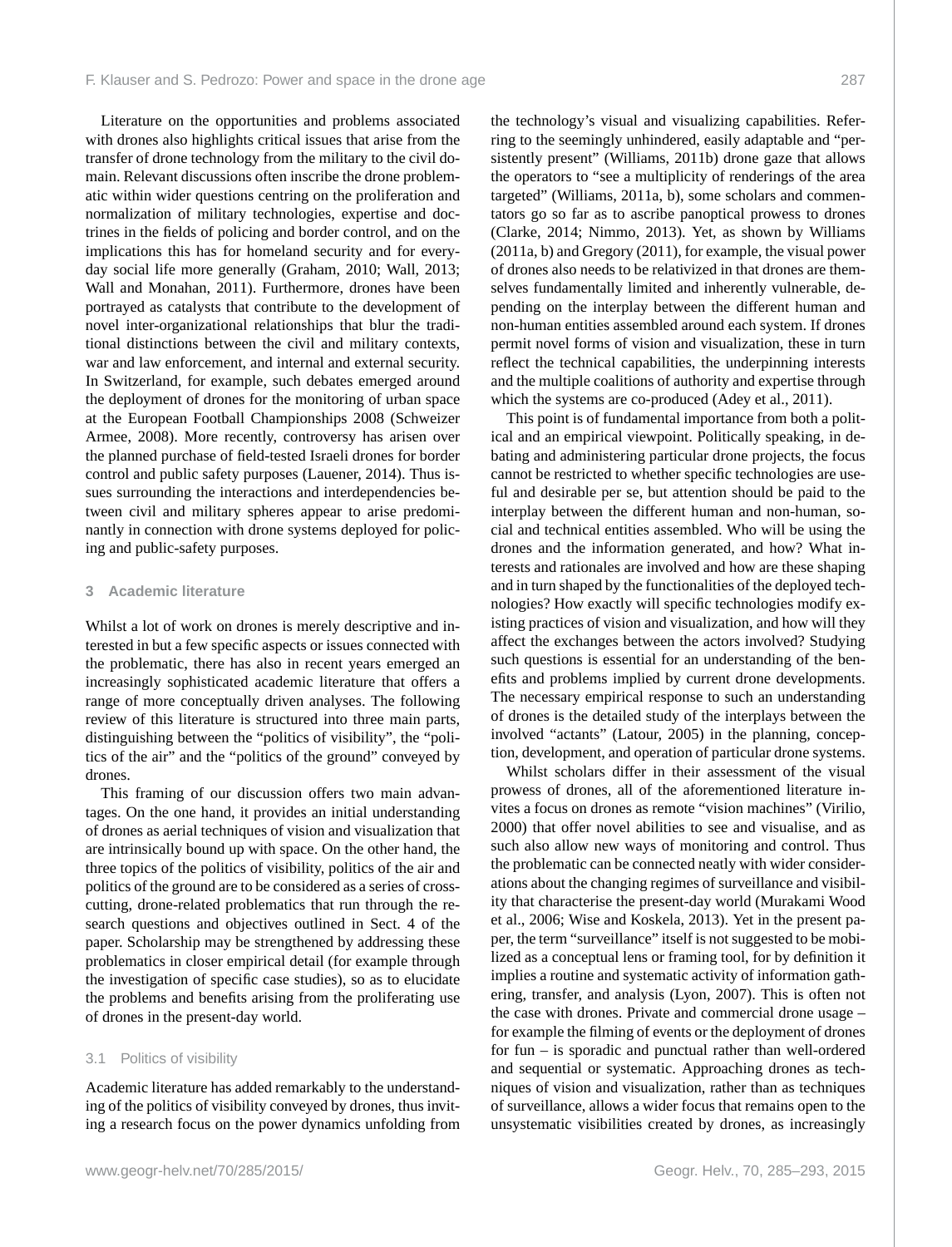Literature on the opportunities and problems associated with drones also highlights critical issues that arise from the transfer of drone technology from the military to the civil domain. Relevant discussions often inscribe the drone problematic within wider questions centring on the proliferation and normalization of military technologies, expertise and doctrines in the fields of policing and border control, and on the implications this has for homeland security and for everyday social life more generally (Graham, 2010; Wall, 2013; Wall and Monahan, 2011). Furthermore, drones have been portrayed as catalysts that contribute to the development of novel inter-organizational relationships that blur the traditional distinctions between the civil and military contexts, war and law enforcement, and internal and external security. In Switzerland, for example, such debates emerged around the deployment of drones for the monitoring of urban space at the European Football Championships 2008 (Schweizer Armee, 2008). More recently, controversy has arisen over the planned purchase of field-tested Israeli drones for border control and public safety purposes (Lauener, 2014). Thus issues surrounding the interactions and interdependencies between civil and military spheres appear to arise predominantly in connection with drone systems deployed for policing and public-safety purposes.

## 3 Academic literature

Whilst a lot of work on drones is merely descriptive and interested in but a few specific aspects or issues connected with the problematic, there has also in recent years emerged an increasingly sophisticated academic literature that offers a range of more conceptually driven analyses. The following review of this literature is structured into three main parts, distinguishing between the "politics of visibility", the "politics of the air" and the "politics of the ground" conveyed by drones.

This framing of our discussion offers two main advantages. On the one hand, it provides an initial understanding of drones as aerial techniques of vision and visualization that are intrinsically bound up with space. On the other hand, the three topics of the politics of visibility, politics of the air and politics of the ground are to be considered as a series of cross-cutting, drone-related problematics that run through the research questions and objectives outlined in Sect. 4 of the paper. Scholarship may be strengthened by addressing these problematics in closer empirical detail (for example through the investigation of specific case studies), so as to elucidate the problems and benefits arising from the proliferating use of drones in the present-day world.

### 3.1 Politics of visibility

Academic literature has added remarkably to the understanding of the politics of visibility conveyed by drones, thus inviting a research focus on the power dynamics unfolding from the technology's visual and visualizing capabilities. Referring to the seemingly unhindered, easily adaptable and "persistently present" (Williams, 2011b) drone gaze that allows the operators to "see a multiplicity of renderings of the area targeted" (Williams, 2011a, b), some scholars and commentators go so far as to ascribe panoptical prowess to drones (Clarke, 2014; Nimmo, 2013). Yet, as shown by Williams (2011a, b) and Gregory (2011), for example, the visual power of drones also needs to be relativized in that drones are themselves fundamentally limited and inherently vulnerable, depending on the interplay between the different human and non-human entities assembled around each system. If drones permit novel forms of vision and visualization, these in turn reflect the technical capabilities, the underpinning interests and the multiple coalitions of authority and expertise through which the systems are co-produced (Adey et al., 2011).

This point is of fundamental importance from both a political and an empirical viewpoint. Politically speaking, in debating and administering particular drone projects, the focus cannot be restricted to whether specific technologies are useful and desirable per se, but attention should be paid to the interplay between the different human and non-human, social and technical entities assembled. Who will be using the drones and the information generated, and how? What interests and rationales are involved and how are these shaping and in turn shaped by the functionalities of the deployed technologies? How exactly will specific technologies modify existing practices of vision and visualization, and how will they affect the exchanges between the actors involved? Studying such questions is essential for an understanding of the benefits and problems implied by current drone developments. The necessary empirical response to such an understanding of drones is the detailed study of the interplays between the involved "actants" (Latour, 2005) in the planning, conception, development, and operation of particular drone systems.

Whilst scholars differ in their assessment of the visual prowess of drones, all of the aforementioned literature invites a focus on drones as remote "vision machines" (Virilio, 2000) that offer novel abilities to see and visualise, and as such also allow new ways of monitoring and control. Thus the problematic can be connected neatly with wider considerations about the changing regimes of surveillance and visibility that characterise the present-day world (Murakami Wood et al., 2006; Wise and Koskela, 2013). Yet in the present paper, the term "surveillance" itself is not suggested to be mobilized as a conceptual lens or framing tool, for by definition it implies a routine and systematic activity of information gathering, transfer, and analysis (Lyon, 2007). This is often not the case with drones. Private and commercial drone usage – for example the filming of events or the deployment of drones for fun – is sporadic and punctual rather than well-ordered and sequential or systematic. Approaching drones as techniques of vision and visualization, rather than as techniques of surveillance, allows a wider focus that remains open to the unsystematic visibilities created by drones, as increasingly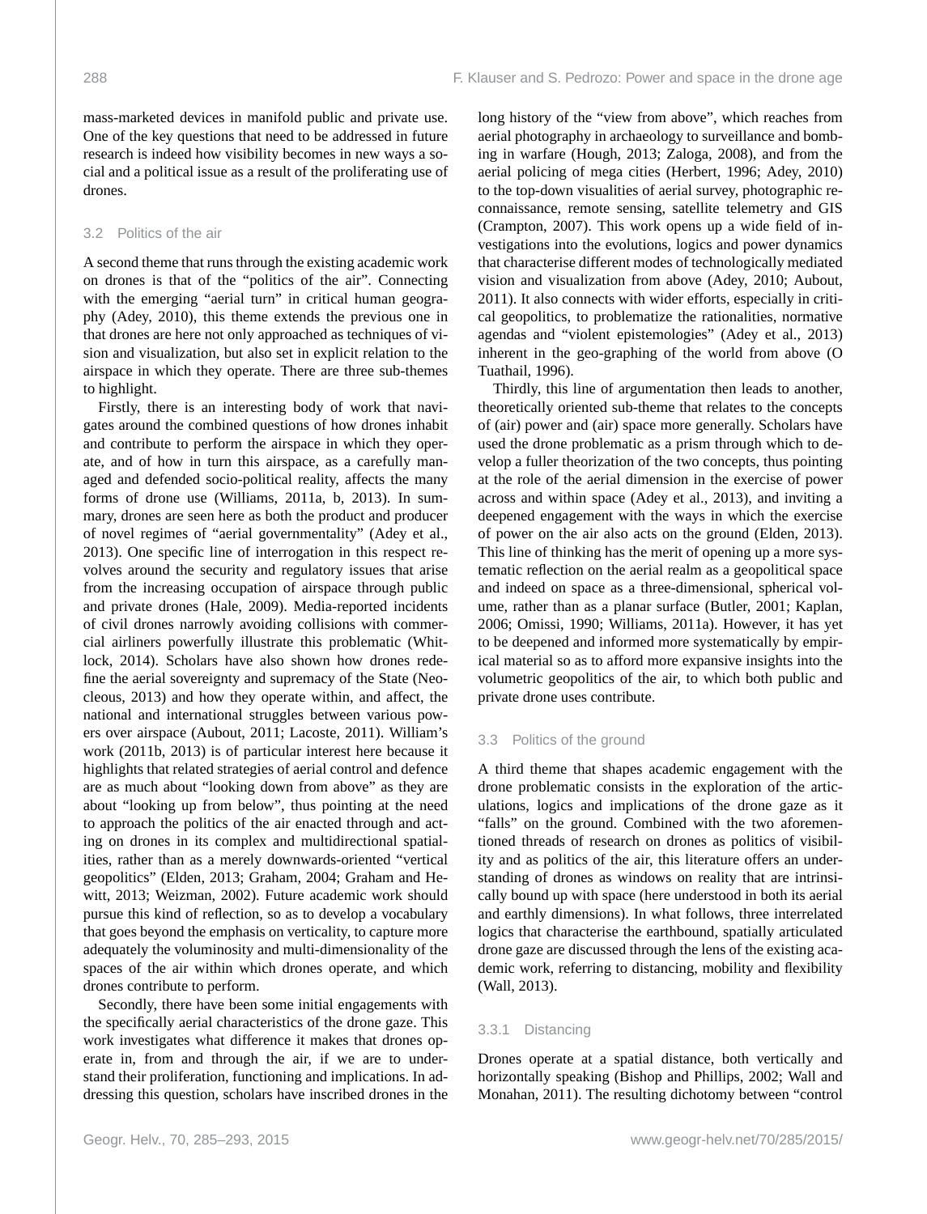mass-marketed devices in manifold public and private use. One of the key questions that need to be addressed in future research is indeed how visibility becomes in new ways a social and a political issue as a result of the proliferating use of drones.

### 3.2 Politics of the air

A second theme that runs through the existing academic work on drones is that of the "politics of the air". Connecting with the emerging "aerial turn" in critical human geography (Adey, 2010), this theme extends the previous one in that drones are here not only approached as techniques of vision and visualization, but also set in explicit relation to the airspace in which they operate. There are three sub-themes to highlight.

Firstly, there is an interesting body of work that navigates around the combined questions of how drones inhabit and contribute to perform the airspace in which they operate, and of how in turn this airspace, as a carefully managed and defended socio-political reality, affects the many forms of drone use (Williams, 2011a, b, 2013). In summary, drones are seen here as both the product and producer of novel regimes of "aerial governmentality" (Adey et al., 2013). One specific line of interrogation in this respect revolves around the security and regulatory issues that arise from the increasing occupation of airspace through public and private drones (Hale, 2009). Media-reported incidents of civil drones narrowly avoiding collisions with commercial airliners powerfully illustrate this problematic (Whitlock, 2014). Scholars have also shown how drones redefine the aerial sovereignty and supremacy of the State (Neocleous, 2013) and how they operate within, and affect, the national and international struggles between various powers over airspace (Aubout, 2011; Lacoste, 2011). William's work (2011b, 2013) is of particular interest here because it highlights that related strategies of aerial control and defence are as much about "looking down from above" as they are about "looking up from below", thus pointing at the need to approach the politics of the air enacted through and acting on drones in its complex and multidirectional spatialities, rather than as a merely downwards-oriented "vertical geopolitics" (Elden, 2013; Graham, 2004; Graham and Hewitt, 2013; Weizman, 2002). Future academic work should pursue this kind of reflection, so as to develop a vocabulary that goes beyond the emphasis on verticality, to capture more adequately the voluminosity and multi-dimensionality of the spaces of the air within which drones operate, and which drones contribute to perform.

Secondly, there have been some initial engagements with the specifically aerial characteristics of the drone gaze. This work investigates what difference it makes that drones operate in, from and through the air, if we are to understand their proliferation, functioning and implications. In addressing this question, scholars have inscribed drones in the long history of the "view from above", which reaches from aerial photography in archaeology to surveillance and bombing in warfare (Hough, 2013; Zaloga, 2008), and from the aerial policing of mega cities (Herbert, 1996; Adey, 2010) to the top-down visualities of aerial survey, photographic reconnaissance, remote sensing, satellite telemetry and GIS (Crampton, 2007). This work opens up a wide field of investigations into the evolutions, logics and power dynamics that characterise different modes of technologically mediated vision and visualization from above (Adey, 2010; Aubout, 2011). It also connects with wider efforts, especially in critical geopolitics, to problematize the rationalities, normative agendas and "violent epistemologies" (Adey et al., 2013) inherent in the geo-graphing of the world from above (O Tuathail, 1996).

Thirdly, this line of argumentation then leads to another, theoretically oriented sub-theme that relates to the concepts of (air) power and (air) space more generally. Scholars have used the drone problematic as a prism through which to develop a fuller theorization of the two concepts, thus pointing at the role of the aerial dimension in the exercise of power across and within space (Adey et al., 2013), and inviting a deepened engagement with the ways in which the exercise of power on the air also acts on the ground (Elden, 2013). This line of thinking has the merit of opening up a more systematic reflection on the aerial realm as a geopolitical space and indeed on space as a three-dimensional, spherical volume, rather than as a planar surface (Butler, 2001; Kaplan, 2006; Omissi, 1990; Williams, 2011a). However, it has yet to be deepened and informed more systematically by empirical material so as to afford more expansive insights into the volumetric geopolitics of the air, to which both public and private drone uses contribute.

### 3.3 Politics of the ground

A third theme that shapes academic engagement with the drone problematic consists in the exploration of the articulations, logics and implications of the drone gaze as it "falls" on the ground. Combined with the two aforementioned threads of research on drones as politics of visibility and as politics of the air, this literature offers an understanding of drones as windows on reality that are intrinsically bound up with space (here understood in both its aerial and earthly dimensions). In what follows, three interrelated logics that characterise the earthbound, spatially articulated drone gaze are discussed through the lens of the existing academic work, referring to distancing, mobility and flexibility (Wall, 2013).

#### 3.3.1 Distancing

Drones operate at a spatial distance, both vertically and horizontally speaking (Bishop and Phillips, 2002; Wall and Monahan, 2011). The resulting dichotomy between "control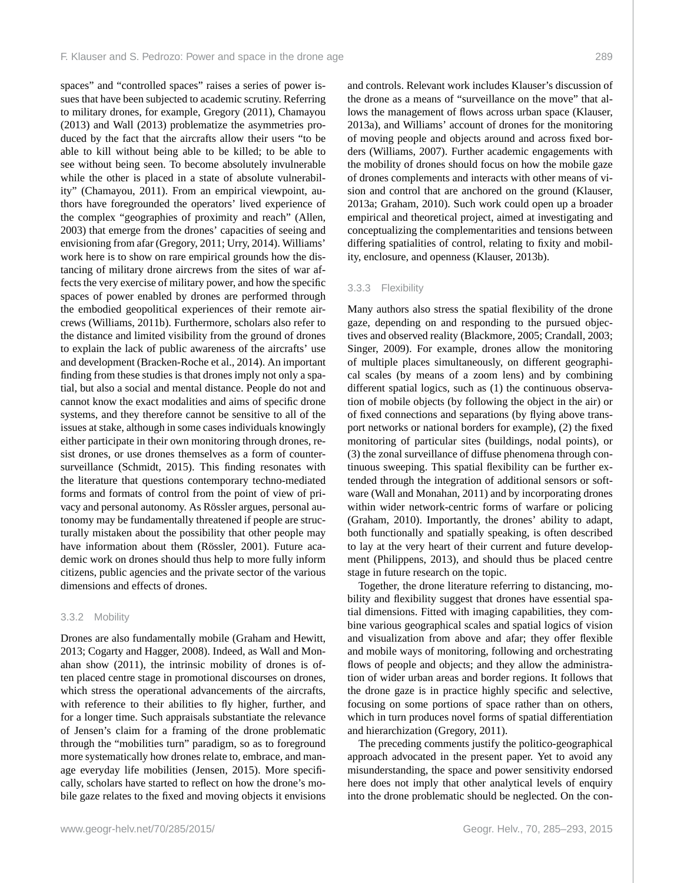spaces" and "controlled spaces" raises a series of power issues that have been subjected to academic scrutiny. Referring to military drones, for example, Gregory (2011), Chamayou (2013) and Wall (2013) problematize the asymmetries produced by the fact that the aircrafts allow their users "to be able to kill without being able to be killed; to be able to see without being seen. To become absolutely invulnerable while the other is placed in a state of absolute vulnerability" (Chamayou, 2011). From an empirical viewpoint, authors have foregrounded the operators' lived experience of the complex "geographies of proximity and reach" (Allen, 2003) that emerge from the drones' capacities of seeing and envisioning from afar (Gregory, 2011; Urry, 2014). Williams' work here is to show on rare empirical grounds how the distancing of military drone aircrews from the sites of war affects the very exercise of military power, and how the specific spaces of power enabled by drones are performed through the embodied geopolitical experiences of their remote aircrews (Williams, 2011b). Furthermore, scholars also refer to the distance and limited visibility from the ground of drones to explain the lack of public awareness of the aircrafts' use and development (Bracken-Roche et al., 2014). An important finding from these studies is that drones imply not only a spatial, but also a social and mental distance. People do not and cannot know the exact modalities and aims of specific drone systems, and they therefore cannot be sensitive to all of the issues at stake, although in some cases individuals knowingly either participate in their own monitoring through drones, resist drones, or use drones themselves as a form of countersurveillance (Schmidt, 2015). This finding resonates with the literature that questions contemporary techno-mediated forms and formats of control from the point of view of privacy and personal autonomy. As Rössler argues, personal autonomy may be fundamentally threatened if people are structurally mistaken about the possibility that other people may have information about them (Rössler, 2001). Future academic work on drones should thus help to more fully inform citizens, public agencies and the private sector of the various dimensions and effects of drones.

### 3.3.2 Mobility

Drones are also fundamentally mobile (Graham and Hewitt, 2013; Cogarty and Hagger, 2008). Indeed, as Wall and Monahan show (2011), the intrinsic mobility of drones is often placed centre stage in promotional discourses on drones, which stress the operational advancements of the aircrafts, with reference to their abilities to fly higher, further, and for a longer time. Such appraisals substantiate the relevance of Jensen's claim for a framing of the drone problematic through the "mobilities turn" paradigm, so as to foreground more systematically how drones relate to, embrace, and manage everyday life mobilities (Jensen, 2015). More specifically, scholars have started to reflect on how the drone's mobile gaze relates to the fixed and moving objects it envisions and controls. Relevant work includes Klauser's discussion of the drone as a means of "surveillance on the move" that allows the management of flows across urban space (Klauser, 2013a), and Williams' account of drones for the monitoring of moving people and objects around and across fixed borders (Williams, 2007). Further academic engagements with the mobility of drones should focus on how the mobile gaze of drones complements and interacts with other means of vision and control that are anchored on the ground (Klauser, 2013a; Graham, 2010). Such work could open up a broader empirical and theoretical project, aimed at investigating and conceptualizing the complementarities and tensions between differing spatialities of control, relating to fixity and mobility, enclosure, and openness (Klauser, 2013b).

### 3.3.3 Flexibility

Many authors also stress the spatial flexibility of the drone gaze, depending on and responding to the pursued objectives and observed reality (Blackmore, 2005; Crandall, 2003; Singer, 2009). For example, drones allow the monitoring of multiple places simultaneously, on different geographical scales (by means of a zoom lens) and by combining different spatial logics, such as (1) the continuous observation of mobile objects (by following the object in the air) or of fixed connections and separations (by flying above transport networks or national borders for example), (2) the fixed monitoring of particular sites (buildings, nodal points), or (3) the zonal surveillance of diffuse phenomena through continuous sweeping. This spatial flexibility can be further extended through the integration of additional sensors or software (Wall and Monahan, 2011) and by incorporating drones within wider network-centric forms of warfare or policing (Graham, 2010). Importantly, the drones' ability to adapt, both functionally and spatially speaking, is often described to lay at the very heart of their current and future development (Philippens, 2013), and should thus be placed centre stage in future research on the topic.

Together, the drone literature referring to distancing, mobility and flexibility suggest that drones have essential spatial dimensions. Fitted with imaging capabilities, they combine various geographical scales and spatial logics of vision and visualization from above and afar; they offer flexible and mobile ways of monitoring, following and orchestrating flows of people and objects; and they allow the administration of wider urban areas and border regions. It follows that the drone gaze is in practice highly specific and selective, focusing on some portions of space rather than on others, which in turn produces novel forms of spatial differentiation and hierarchization (Gregory, 2011).

The preceding comments justify the politico-geographical approach advocated in the present paper. Yet to avoid any misunderstanding, the space and power sensitivity endorsed here does not imply that other analytical levels of enquiry into the drone problematic should be neglected. On the con-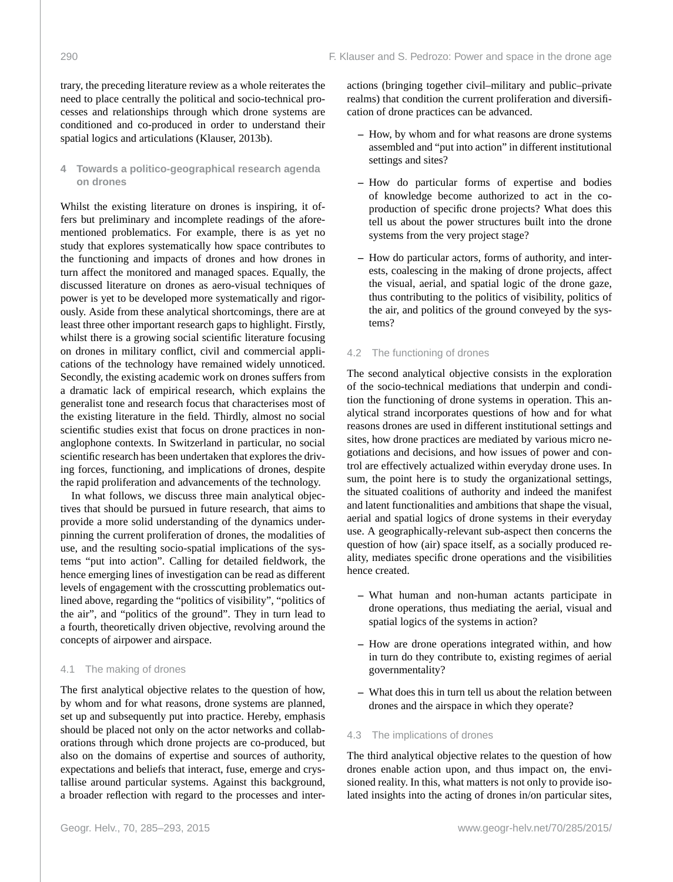trary, the preceding literature review as a whole reiterates the need to place centrally the political and socio-technical processes and relationships through which drone systems are conditioned and co-produced in order to understand their spatial logics and articulations (Klauser, 2013b).

## 4 Towards a politico-geographical research agenda on drones

Whilst the existing literature on drones is inspiring, it offers but preliminary and incomplete readings of the aforementioned problematics. For example, there is as yet no study that explores systematically how space contributes to the functioning and impacts of drones and how drones in turn affect the monitored and managed spaces. Equally, the discussed literature on drones as aero-visual techniques of power is yet to be developed more systematically and rigorously. Aside from these analytical shortcomings, there are at least three other important research gaps to highlight. Firstly, whilst there is a growing social scientific literature focusing on drones in military conflict, civil and commercial applications of the technology have remained widely unnoticed. Secondly, the existing academic work on drones suffers from a dramatic lack of empirical research, which explains the generalist tone and research focus that characterises most of the existing literature in the field. Thirdly, almost no social scientific studies exist that focus on drone practices in non-anglophone contexts. In Switzerland in particular, no social scientific research has been undertaken that explores the driving forces, functioning, and implications of drones, despite the rapid proliferation and advancements of the technology.

In what follows, we discuss three main analytical objectives that should be pursued in future research, that aims to provide a more solid understanding of the dynamics underpinning the current proliferation of drones, the modalities of use, and the resulting socio-spatial implications of the systems "put into action". Calling for detailed fieldwork, the hence emerging lines of investigation can be read as different levels of engagement with the crosscutting problematics outlined above, regarding the "politics of visibility", "politics of the air", and "politics of the ground". They in turn lead to a fourth, theoretically driven objective, revolving around the concepts of airpower and airspace.

### 4.1 The making of drones

The first analytical objective relates to the question of how, by whom and for what reasons, drone systems are planned, set up and subsequently put into practice. Hereby, emphasis should be placed not only on the actor networks and collaborations through which drone projects are co-produced, but also on the domains of expertise and sources of authority, expectations and beliefs that interact, fuse, emerge and crystallise around particular systems. Against this background, a broader reflection with regard to the processes and interactions (bringing together civil–military and public–private realms) that condition the current proliferation and diversification of drone practices can be advanced.

- How, by whom and for what reasons are drone systems assembled and "put into action" in different institutional settings and sites?
- How do particular forms of expertise and bodies of knowledge become authorized to act in the co-production of specific drone projects? What does this tell us about the power structures built into the drone systems from the very project stage?
- How do particular actors, forms of authority, and interests, coalescing in the making of drone projects, affect the visual, aerial, and spatial logic of the drone gaze, thus contributing to the politics of visibility, politics of the air, and politics of the ground conveyed by the systems?

### 4.2 The functioning of drones

The second analytical objective consists in the exploration of the socio-technical mediations that underpin and condition the functioning of drone systems in operation. This analytical strand incorporates questions of how and for what reasons drones are used in different institutional settings and sites, how drone practices are mediated by various micro negotiations and decisions, and how issues of power and control are effectively actualized within everyday drone uses. In sum, the point here is to study the organizational settings, the situated coalitions of authority and indeed the manifest and latent functionalities and ambitions that shape the visual, aerial and spatial logics of drone systems in their everyday use. A geographically-relevant sub-aspect then concerns the question of how (air) space itself, as a socially produced reality, mediates specific drone operations and the visibilities hence created.

- What human and non-human actants participate in drone operations, thus mediating the aerial, visual and spatial logics of the systems in action?
- How are drone operations integrated within, and how in turn do they contribute to, existing regimes of aerial governmentality?
- What does this in turn tell us about the relation between drones and the airspace in which they operate?

### 4.3 The implications of drones

The third analytical objective relates to the question of how drones enable action upon, and thus impact on, the envisioned reality. In this, what matters is not only to provide isolated insights into the acting of drones in/on particular sites,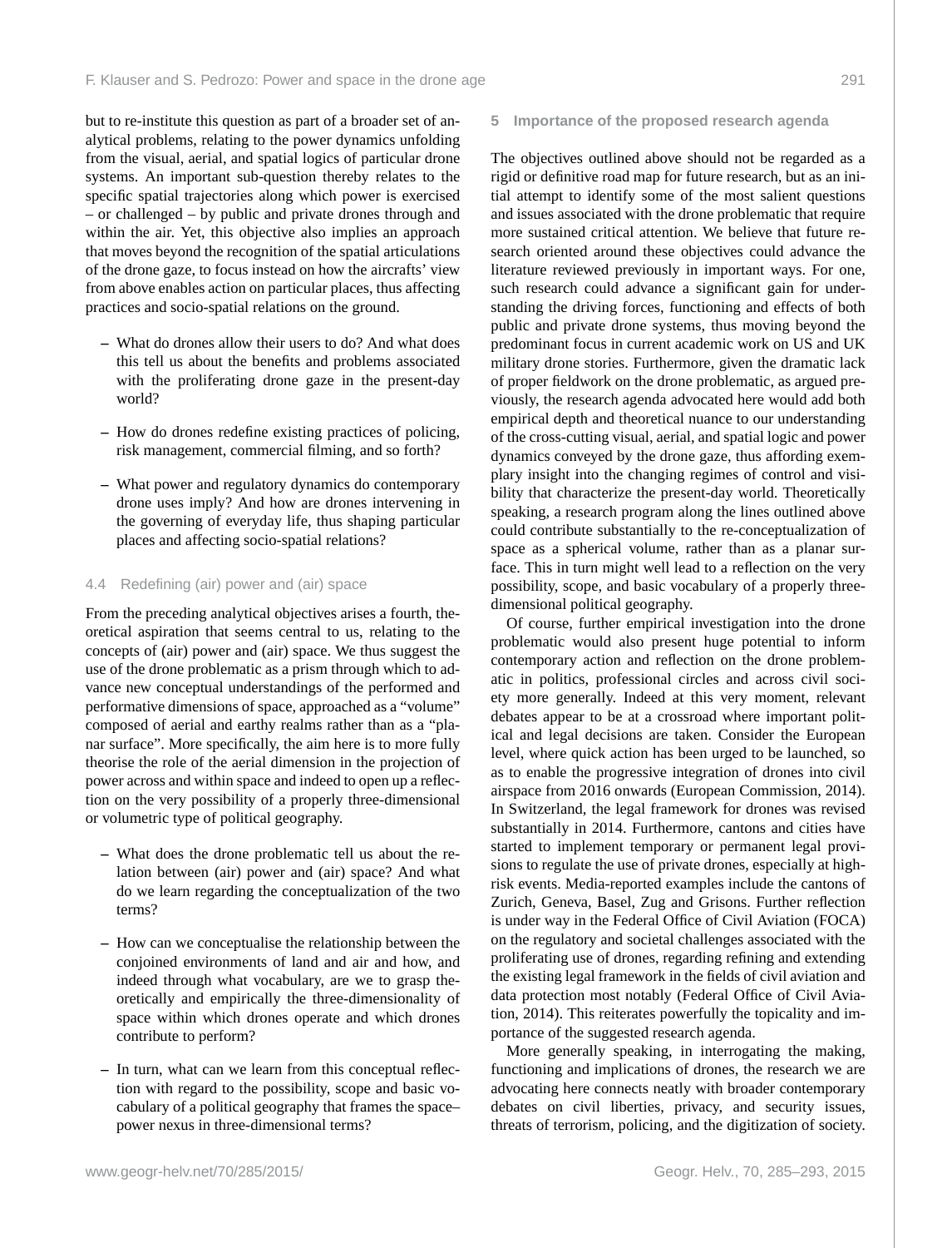but to re-institute this question as part of a broader set of analytical problems, relating to the power dynamics unfolding from the visual, aerial, and spatial logics of particular drone systems. An important sub-question thereby relates to the specific spatial trajectories along which power is exercised – or challenged – by public and private drones through and within the air. Yet, this objective also implies an approach that moves beyond the recognition of the spatial articulations of the drone gaze, to focus instead on how the aircrafts' view from above enables action on particular places, thus affecting practices and socio-spatial relations on the ground.

- What do drones allow their users to do? And what does this tell us about the benefits and problems associated with the proliferating drone gaze in the present-day world?
- How do drones redefine existing practices of policing, risk management, commercial filming, and so forth?
- What power and regulatory dynamics do contemporary drone uses imply? And how are drones intervening in the governing of everyday life, thus shaping particular places and affecting socio-spatial relations?

### 4.4 Redefining (air) power and (air) space

From the preceding analytical objectives arises a fourth, theoretical aspiration that seems central to us, relating to the concepts of (air) power and (air) space. We thus suggest the use of the drone problematic as a prism through which to advance new conceptual understandings of the performed and performative dimensions of space, approached as a "volume" composed of aerial and earthy realms rather than as a "planar surface". More specifically, the aim here is to more fully theorise the role of the aerial dimension in the projection of power across and within space and indeed to open up a reflection on the very possibility of a properly three-dimensional or volumetric type of political geography.

- What does the drone problematic tell us about the relation between (air) power and (air) space? And what do we learn regarding the conceptualization of the two terms?
- How can we conceptualise the relationship between the conjoined environments of land and air and how, and indeed through what vocabulary, are we to grasp theoretically and empirically the three-dimensionality of space within which drones operate and which drones contribute to perform?
- In turn, what can we learn from this conceptual reflection with regard to the possibility, scope and basic vocabulary of a political geography that frames the space–power nexus in three-dimensional terms?

## 5 Importance of the proposed research agenda

The objectives outlined above should not be regarded as a rigid or definitive road map for future research, but as an initial attempt to identify some of the most salient questions and issues associated with the drone problematic that require more sustained critical attention. We believe that future research oriented around these objectives could advance the literature reviewed previously in important ways. For one, such research could advance a significant gain for understanding the driving forces, functioning and effects of both public and private drone systems, thus moving beyond the predominant focus in current academic work on US and UK military drone stories. Furthermore, given the dramatic lack of proper fieldwork on the drone problematic, as argued previously, the research agenda advocated here would add both empirical depth and theoretical nuance to our understanding of the cross-cutting visual, aerial, and spatial logic and power dynamics conveyed by the drone gaze, thus affording exemplary insight into the changing regimes of control and visibility that characterize the present-day world. Theoretically speaking, a research program along the lines outlined above could contribute substantially to the re-conceptualization of space as a spherical volume, rather than as a planar surface. This in turn might well lead to a reflection on the very possibility, scope, and basic vocabulary of a properly three-dimensional political geography.

Of course, further empirical investigation into the drone problematic would also present huge potential to inform contemporary action and reflection on the drone problematic in politics, professional circles and across civil society more generally. Indeed at this very moment, relevant debates appear to be at a crossroad where important political and legal decisions are taken. Consider the European level, where quick action has been urged to be launched, so as to enable the progressive integration of drones into civil airspace from 2016 onwards (European Commission, 2014). In Switzerland, the legal framework for drones was revised substantially in 2014. Furthermore, cantons and cities have started to implement temporary or permanent legal provisions to regulate the use of private drones, especially at high-risk events. Media-reported examples include the cantons of Zurich, Geneva, Basel, Zug and Grisons. Further reflection is under way in the Federal Office of Civil Aviation (FOCA) on the regulatory and societal challenges associated with the proliferating use of drones, regarding refining and extending the existing legal framework in the fields of civil aviation and data protection most notably (Federal Office of Civil Aviation, 2014). This reiterates powerfully the topicality and importance of the suggested research agenda.

More generally speaking, in interrogating the making, functioning and implications of drones, the research we are advocating here connects neatly with broader contemporary debates on civil liberties, privacy, and security issues, threats of terrorism, policing, and the digitization of society.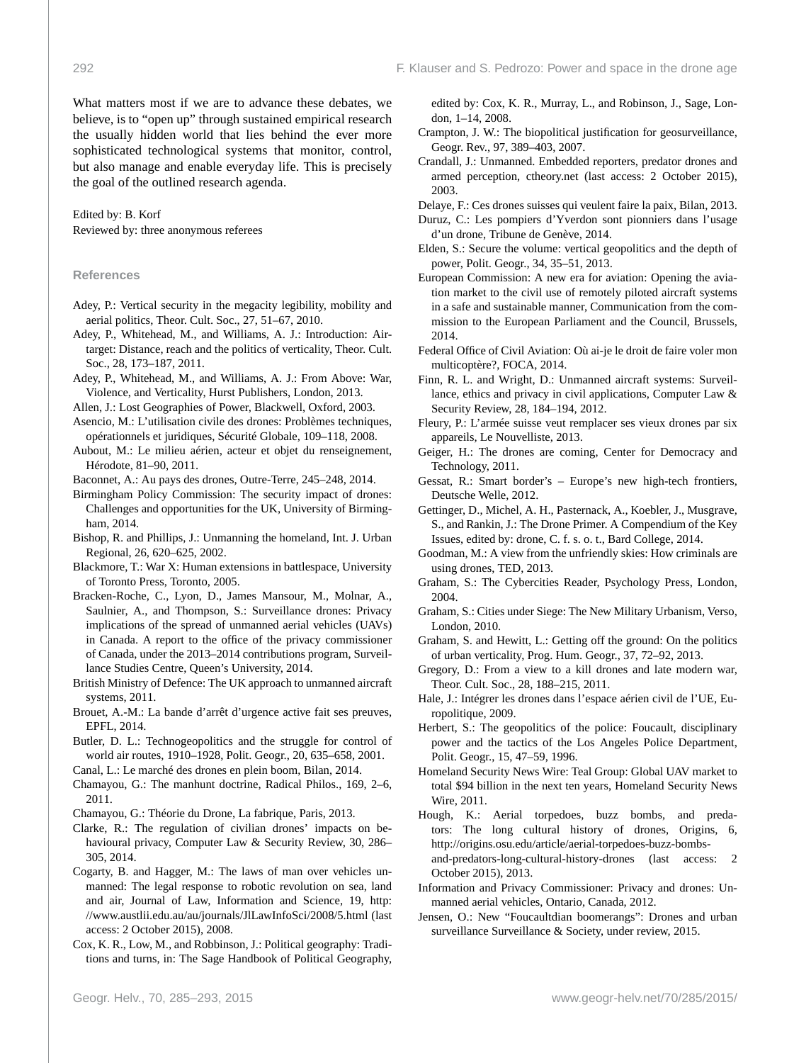What matters most if we are to advance these debates, we believe, is to "open up" through sustained empirical research the usually hidden world that lies behind the ever more sophisticated technological systems that monitor, control, but also manage and enable everyday life. This is precisely the goal of the outlined research agenda.

Edited by: B. Korf
Reviewed by: three anonymous referees

## References

Adey, P.: Vertical security in the megacity legibility, mobility and aerial politics, Theor. Cult. Soc., 27, 51–67, 2010.

Adey, P., Whitehead, M., and Williams, A. J.: Introduction: Airtarget: Distance, reach and the politics of verticality, Theor. Cult. Soc., 28, 173–187, 2011.

Adey, P., Whitehead, M., and Williams, A. J.: From Above: War, Violence, and Verticality, Hurst Publishers, London, 2013.

Allen, J.: Lost Geographies of Power, Blackwell, Oxford, 2003.

Asencio, M.: L'utilisation civile des drones: Problèmes techniques, opérationnels et juridiques, Sécurité Globale, 109–118, 2008.

Aubout, M.: Le milieu aérien, acteur et objet du renseignement, Hérodote, 81–90, 2011.

Baconnet, A.: Au pays des drones, Outre-Terre, 245–248, 2014.

Birmingham Policy Commission: The security impact of drones: Challenges and opportunities for the UK, University of Birmingham, 2014.

Bishop, R. and Phillips, J.: Unmanning the homeland, Int. J. Urban Regional, 26, 620–625, 2002.

Blackmore, T.: War X: Human extensions in battlespace, University of Toronto Press, Toronto, 2005.

Bracken-Roche, C., Lyon, D., James Mansour, M., Molnar, A., Saulnier, A., and Thompson, S.: Surveillance drones: Privacy implications of the spread of unmanned aerial vehicles (UAVs) in Canada. A report to the office of the privacy commissioner of Canada, under the 2013–2014 contributions program, Surveillance Studies Centre, Queen's University, 2014.

British Ministry of Defence: The UK approach to unmanned aircraft systems, 2011.

Brouet, A.-M.: La bande d'arrêt d'urgence active fait ses preuves, EPFL, 2014.

Butler, D. L.: Technogeopolitics and the struggle for control of world air routes, 1910–1928, Polit. Geogr., 20, 635–658, 2001.

Canal, L.: Le marché des drones en plein boom, Bilan, 2014.

Chamayou, G.: The manhunt doctrine, Radical Philos., 169, 2–6, 2011.

Chamayou, G.: Théorie du Drone, La fabrique, Paris, 2013.

Clarke, R.: The regulation of civilian drones' impacts on behavioural privacy, Computer Law & Security Review, 30, 286–305, 2014.

Cogarty, B. and Hagger, M.: The laws of man over vehicles unmanned: The legal response to robotic revolution on sea, land and air, Journal of Law, Information and Science, 19, http://www.austlii.edu.au/au/journals/JlLawInfoSci/2008/5.html (last access: 2 October 2015), 2008.

Cox, K. R., Low, M., and Robbinson, J.: Political geography: Traditions and turns, in: The Sage Handbook of Political Geography, edited by: Cox, K. R., Murray, L., and Robinson, J., Sage, London, 1–14, 2008.

Crampton, J. W.: The biopolitical justification for geosurveillance, Geogr. Rev., 97, 389–403, 2007.

Crandall, J.: Unmanned. Embedded reporters, predator drones and armed perception, ctheory.net (last access: 2 October 2015), 2003.

Delaye, F.: Ces drones suisses qui veulent faire la paix, Bilan, 2013.

Duruz, C.: Les pompiers d'Yverdon sont pionniers dans l'usage d'un drone, Tribune de Genève, 2014.

Elden, S.: Secure the volume: vertical geopolitics and the depth of power, Polit. Geogr., 34, 35–51, 2013.

European Commission: A new era for aviation: Opening the aviation market to the civil use of remotely piloted aircraft systems in a safe and sustainable manner, Communication from the commission to the European Parliament and the Council, Brussels, 2014.

Federal Office of Civil Aviation: Où ai-je le droit de faire voler mon multicoptère?, FOCA, 2014.

Finn, R. L. and Wright, D.: Unmanned aircraft systems: Surveillance, ethics and privacy in civil applications, Computer Law & Security Review, 28, 184–194, 2012.

Fleury, P.: L'armée suisse veut remplacer ses vieux drones par six appareils, Le Nouvelliste, 2013.

Geiger, H.: The drones are coming, Center for Democracy and Technology, 2011.

Gessat, R.: Smart border's – Europe's new high-tech frontiers, Deutsche Welle, 2012.

Gettinger, D., Michel, A. H., Pasternack, A., Koebler, J., Musgrave, S., and Rankin, J.: The Drone Primer. A Compendium of the Key Issues, edited by: drone, C. f. s. o. t., Bard College, 2014.

Goodman, M.: A view from the unfriendly skies: How criminals are using drones, TED, 2013.

Graham, S.: The Cybercities Reader, Psychology Press, London, 2004.

Graham, S.: Cities under Siege: The New Military Urbanism, Verso, London, 2010.

Graham, S. and Hewitt, L.: Getting off the ground: On the politics of urban verticality, Prog. Hum. Geogr., 37, 72–92, 2013.

Gregory, D.: From a view to a kill drones and late modern war, Theor. Cult. Soc., 28, 188–215, 2011.

Hale, J.: Intégrer les drones dans l'espace aérien civil de l'UE, Europolitique, 2009.

Herbert, S.: The geopolitics of the police: Foucault, disciplinary power and the tactics of the Los Angeles Police Department, Polit. Geogr., 15, 47–59, 1996.

Homeland Security News Wire: Teal Group: Global UAV market to total $94 billion in the next ten years, Homeland Security News Wire, 2011.

Hough, K.: Aerial torpedoes, buzz bombs, and predators: The long cultural history of drones, Origins, 6, http://origins.osu.edu/article/aerial-torpedoes-buzz-bombs-and-predators-long-cultural-history-drones (last access: 2 October 2015), 2013.

Information and Privacy Commissioner: Privacy and drones: Unmanned aerial vehicles, Ontario, Canada, 2012.

Jensen, O.: New "Foucaultdian boomerangs": Drones and urban surveillance Surveillance & Society, under review, 2015.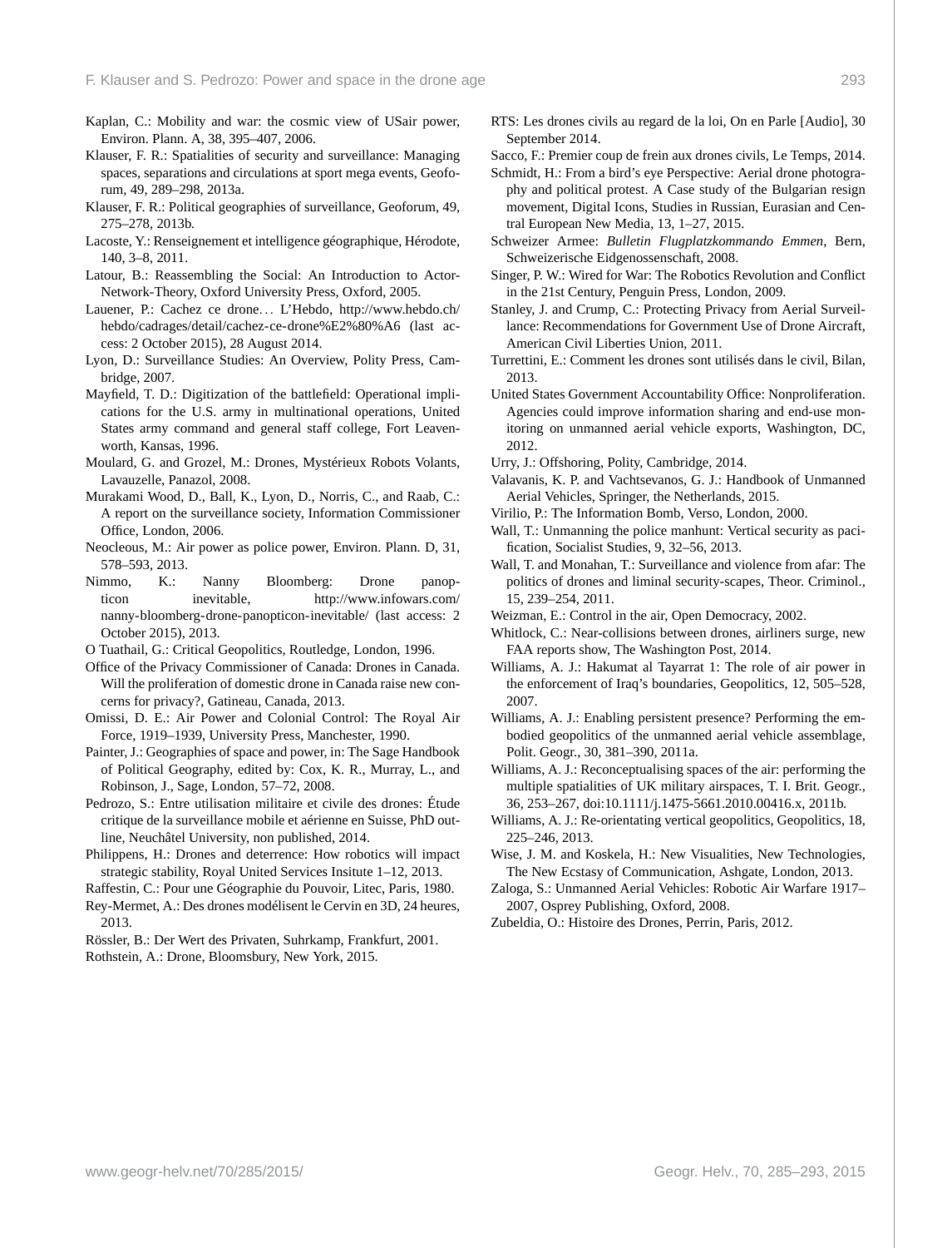Kaplan, C.: Mobility and war: the cosmic view of USair power, Environ. Plann. A, 38, 395–407, 2006.

Klauser, F. R.: Spatialities of security and surveillance: Managing spaces, separations and circulations at sport mega events, Geoforum, 49, 289–298, 2013a.

Klauser, F. R.: Political geographies of surveillance, Geoforum, 49, 275–278, 2013b.

Lacoste, Y.: Renseignement et intelligence géographique, Hérodote, 140, 3–8, 2011.

Latour, B.: Reassembling the Social: An Introduction to Actor-Network-Theory, Oxford University Press, Oxford, 2005.

Lauener, P.: Cachez ce drone... L'Hebdo, http://www.hebdo.ch/hebdo/cadrages/detail/cachez-ce-drone%E2%80%A6 (last access: 2 October 2015), 28 August 2014.

Lyon, D.: Surveillance Studies: An Overview, Polity Press, Cambridge, 2007.

Mayfield, T. D.: Digitization of the battlefield: Operational implications for the U.S. army in multinational operations, United States army command and general staff college, Fort Leavenworth, Kansas, 1996.

Moulard, G. and Grozel, M.: Drones, Mystérieux Robots Volants, Lavauzelle, Panazol, 2008.

Murakami Wood, D., Ball, K., Lyon, D., Norris, C., and Raab, C.: A report on the surveillance society, Information Commissioner Office, London, 2006.

Neocleous, M.: Air power as police power, Environ. Plann. D, 31, 578–593, 2013.

Nimmo, K.: Nanny Bloomberg: Drone panopticon inevitable, http://www.infowars.com/nanny-bloomberg-drone-panopticon-inevitable/ (last access: 2 October 2015), 2013.

O Tuathail, G.: Critical Geopolitics, Routledge, London, 1996.

Office of the Privacy Commissioner of Canada: Drones in Canada. Will the proliferation of domestic drone in Canada raise new concerns for privacy?, Gatineau, Canada, 2013.

Omissi, D. E.: Air Power and Colonial Control: The Royal Air Force, 1919–1939, University Press, Manchester, 1990.

Painter, J.: Geographies of space and power, in: The Sage Handbook of Political Geography, edited by: Cox, K. R., Murray, L., and Robinson, J., Sage, London, 57–72, 2008.

Pedrozo, S.: Entre utilisation militaire et civile des drones: Étude critique de la surveillance mobile et aérienne en Suisse, PhD outline, Neuchâtel University, non published, 2014.

Philippens, H.: Drones and deterrence: How robotics will impact strategic stability, Royal United Services Insitute 1–12, 2013.

Raffestin, C.: Pour une Géographie du Pouvoir, Litec, Paris, 1980.

Rey-Mermet, A.: Des drones modélisent le Cervin en 3D, 24 heures, 2013.

Rössler, B.: Der Wert des Privaten, Suhrkamp, Frankfurt, 2001.

Rothstein, A.: Drone, Bloomsbury, New York, 2015.

RTS: Les drones civils au regard de la loi, On en Parle [Audio], 30 September 2014.

Sacco, F.: Premier coup de frein aux drones civils, Le Temps, 2014.

Schmidt, H.: From a bird's eye Perspective: Aerial drone photography and political protest. A Case study of the Bulgarian resign movement, Digital Icons, Studies in Russian, Eurasian and Central European New Media, 13, 1–27, 2015.

Schweizer Armee: *Bulletin Flugplatzkommando Emmen*, Bern, Schweizerische Eidgenossenschaft, 2008.

Singer, P. W.: Wired for War: The Robotics Revolution and Conflict in the 21st Century, Penguin Press, London, 2009.

Stanley, J. and Crump, C.: Protecting Privacy from Aerial Surveillance: Recommendations for Government Use of Drone Aircraft, American Civil Liberties Union, 2011.

Turrettini, E.: Comment les drones sont utilisés dans le civil, Bilan, 2013.

United States Government Accountability Office: Nonproliferation. Agencies could improve information sharing and end-use monitoring on unmanned aerial vehicle exports, Washington, DC, 2012.

Urry, J.: Offshoring, Polity, Cambridge, 2014.

Valavanis, K. P. and Vachtsevanos, G. J.: Handbook of Unmanned Aerial Vehicles, Springer, the Netherlands, 2015.

Virilio, P.: The Information Bomb, Verso, London, 2000.

Wall, T.: Unmanning the police manhunt: Vertical security as pacification, Socialist Studies, 9, 32–56, 2013.

Wall, T. and Monahan, T.: Surveillance and violence from afar: The politics of drones and liminal security-scapes, Theor. Criminol., 15, 239–254, 2011.

Weizman, E.: Control in the air, Open Democracy, 2002.

Whitlock, C.: Near-collisions between drones, airliners surge, new FAA reports show, The Washington Post, 2014.

Williams, A. J.: Hakumat al Tayarrat 1: The role of air power in the enforcement of Iraq's boundaries, Geopolitics, 12, 505–528, 2007.

Williams, A. J.: Enabling persistent presence? Performing the embodied geopolitics of the unmanned aerial vehicle assemblage, Polit. Geogr., 30, 381–390, 2011a.

Williams, A. J.: Reconceptualising spaces of the air: performing the multiple spatialities of UK military airspaces, T. I. Brit. Geogr., 36, 253–267, doi:10.1111/j.1475-5661.2010.00416.x, 2011b.

Williams, A. J.: Re-orientating vertical geopolitics, Geopolitics, 18, 225–246, 2013.

Wise, J. M. and Koskela, H.: New Visualities, New Technologies, The New Ecstasy of Communication, Ashgate, London, 2013.

Zaloga, S.: Unmanned Aerial Vehicles: Robotic Air Warfare 1917–2007, Osprey Publishing, Oxford, 2008.

Zubeldia, O.: Histoire des Drones, Perrin, Paris, 2012.